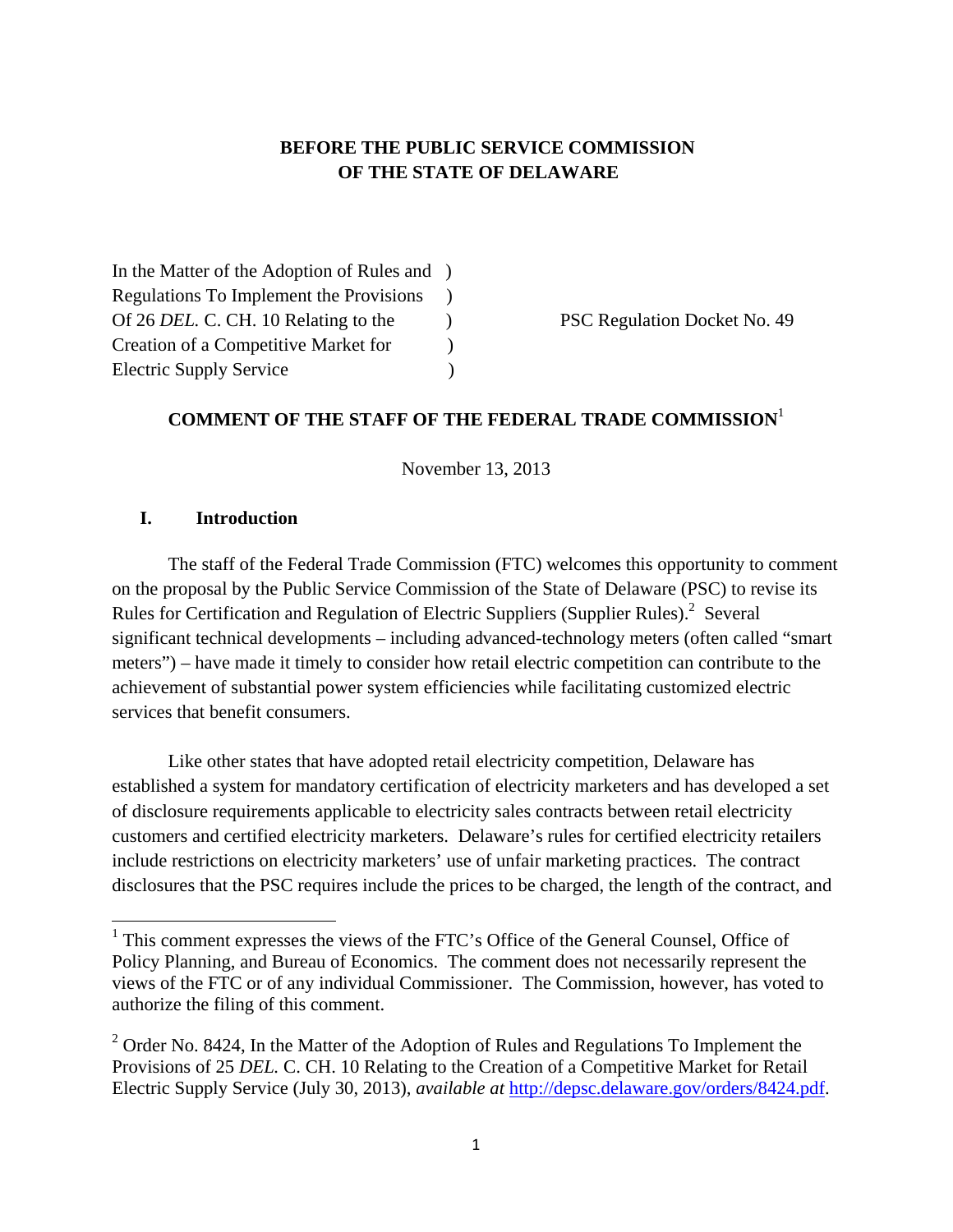**BEFORE THE PUBLIC SERVICE COMMISSION OF THE STATE OF DELAWARE**

| | | |
|---|---|---|
| In the Matter of the Adoption of Rules and Regulations To Implement the Provisions Of 26 *DEL.* C. CH. 10 Relating to the Creation of a Competitive Market for Electric Supply Service | ) ) ) ) ) | PSC Regulation Docket No. 49 |

**COMMENT OF THE STAFF OF THE FEDERAL TRADE COMMISSION**[1]

November 13, 2013

## I. Introduction

The staff of the Federal Trade Commission (FTC) welcomes this opportunity to comment on the proposal by the Public Service Commission of the State of Delaware (PSC) to revise its Rules for Certification and Regulation of Electric Suppliers (Supplier Rules).[2] Several significant technical developments – including advanced-technology meters (often called "smart meters") – have made it timely to consider how retail electric competition can contribute to the achievement of substantial power system efficiencies while facilitating customized electric services that benefit consumers.

Like other states that have adopted retail electricity competition, Delaware has established a system for mandatory certification of electricity marketers and has developed a set of disclosure requirements applicable to electricity sales contracts between retail electricity customers and certified electricity marketers. Delaware's rules for certified electricity retailers include restrictions on electricity marketers' use of unfair marketing practices. The contract disclosures that the PSC requires include the prices to be charged, the length of the contract, and

---

[1] This comment expresses the views of the FTC's Office of the General Counsel, Office of Policy Planning, and Bureau of Economics. The comment does not necessarily represent the views of the FTC or of any individual Commissioner. The Commission, however, has voted to authorize the filing of this comment.

[2] Order No. 8424, In the Matter of the Adoption of Rules and Regulations To Implement the Provisions of 25 *DEL.* C. CH. 10 Relating to the Creation of a Competitive Market for Retail Electric Supply Service (July 30, 2013), *available at* http://depsc.delaware.gov/orders/8424.pdf.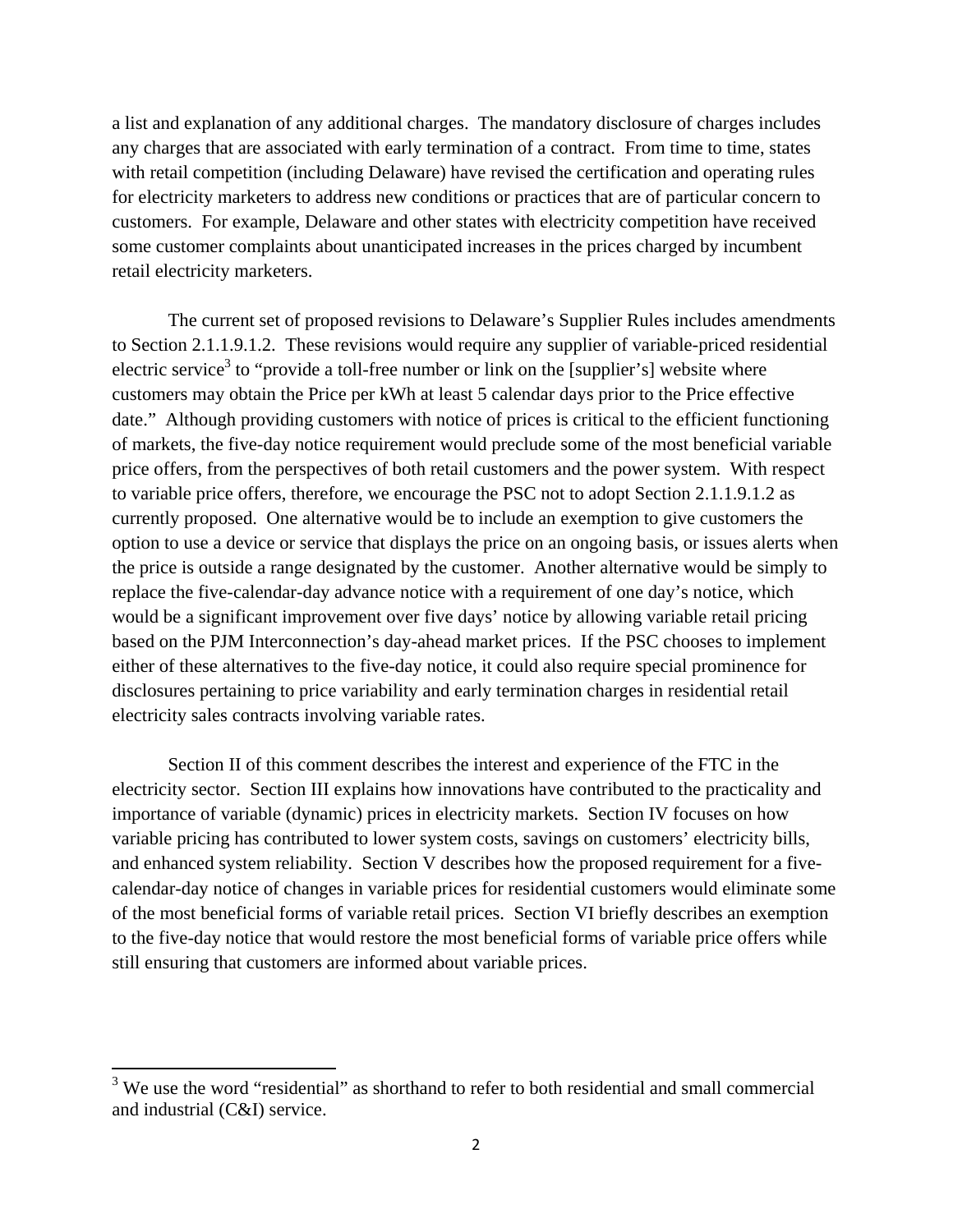a list and explanation of any additional charges. The mandatory disclosure of charges includes any charges that are associated with early termination of a contract. From time to time, states with retail competition (including Delaware) have revised the certification and operating rules for electricity marketers to address new conditions or practices that are of particular concern to customers. For example, Delaware and other states with electricity competition have received some customer complaints about unanticipated increases in the prices charged by incumbent retail electricity marketers.

The current set of proposed revisions to Delaware's Supplier Rules includes amendments to Section 2.1.1.9.1.2. These revisions would require any supplier of variable-priced residential electric service[3] to "provide a toll-free number or link on the [supplier's] website where customers may obtain the Price per kWh at least 5 calendar days prior to the Price effective date." Although providing customers with notice of prices is critical to the efficient functioning of markets, the five-day notice requirement would preclude some of the most beneficial variable price offers, from the perspectives of both retail customers and the power system. With respect to variable price offers, therefore, we encourage the PSC not to adopt Section 2.1.1.9.1.2 as currently proposed. One alternative would be to include an exemption to give customers the option to use a device or service that displays the price on an ongoing basis, or issues alerts when the price is outside a range designated by the customer. Another alternative would be simply to replace the five-calendar-day advance notice with a requirement of one day's notice, which would be a significant improvement over five days' notice by allowing variable retail pricing based on the PJM Interconnection's day-ahead market prices. If the PSC chooses to implement either of these alternatives to the five-day notice, it could also require special prominence for disclosures pertaining to price variability and early termination charges in residential retail electricity sales contracts involving variable rates.

Section II of this comment describes the interest and experience of the FTC in the electricity sector. Section III explains how innovations have contributed to the practicality and importance of variable (dynamic) prices in electricity markets. Section IV focuses on how variable pricing has contributed to lower system costs, savings on customers' electricity bills, and enhanced system reliability. Section V describes how the proposed requirement for a five-calendar-day notice of changes in variable prices for residential customers would eliminate some of the most beneficial forms of variable retail prices. Section VI briefly describes an exemption to the five-day notice that would restore the most beneficial forms of variable price offers while still ensuring that customers are informed about variable prices.

[3] We use the word "residential" as shorthand to refer to both residential and small commercial and industrial (C&I) service.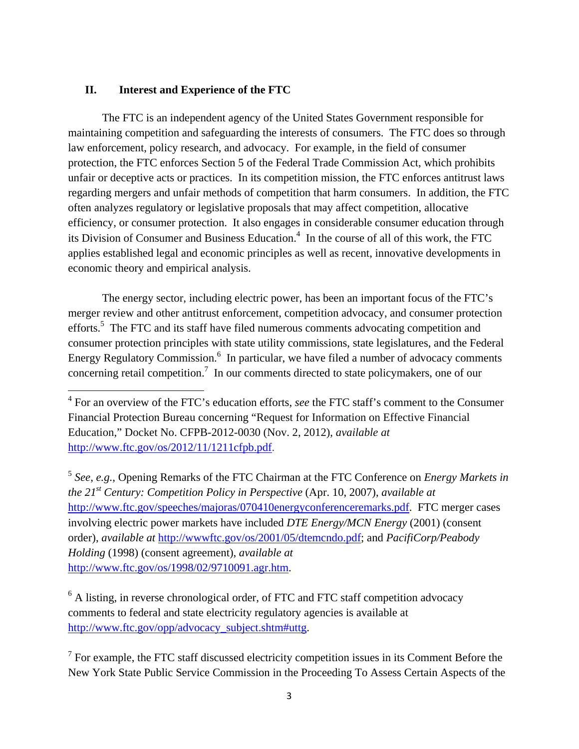## II. Interest and Experience of the FTC

The FTC is an independent agency of the United States Government responsible for maintaining competition and safeguarding the interests of consumers. The FTC does so through law enforcement, policy research, and advocacy. For example, in the field of consumer protection, the FTC enforces Section 5 of the Federal Trade Commission Act, which prohibits unfair or deceptive acts or practices. In its competition mission, the FTC enforces antitrust laws regarding mergers and unfair methods of competition that harm consumers. In addition, the FTC often analyzes regulatory or legislative proposals that may affect competition, allocative efficiency, or consumer protection. It also engages in considerable consumer education through its Division of Consumer and Business Education.[4] In the course of all of this work, the FTC applies established legal and economic principles as well as recent, innovative developments in economic theory and empirical analysis.

The energy sector, including electric power, has been an important focus of the FTC's merger review and other antitrust enforcement, competition advocacy, and consumer protection efforts.[5] The FTC and its staff have filed numerous comments advocating competition and consumer protection principles with state utility commissions, state legislatures, and the Federal Energy Regulatory Commission.[6] In particular, we have filed a number of advocacy comments concerning retail competition.[7] In our comments directed to state policymakers, one of our

---

[4] For an overview of the FTC's education efforts, *see* the FTC staff's comment to the Consumer Financial Protection Bureau concerning "Request for Information on Effective Financial Education," Docket No. CFPB-2012-0030 (Nov. 2, 2012), *available at* http://www.ftc.gov/os/2012/11/1211cfpb.pdf.

[5] *See, e.g.*, Opening Remarks of the FTC Chairman at the FTC Conference on *Energy Markets in the 21st Century: Competition Policy in Perspective* (Apr. 10, 2007), *available at* http://www.ftc.gov/speeches/majoras/070410energyconferenceremarks.pdf. FTC merger cases involving electric power markets have included *DTE Energy/MCN Energy* (2001) (consent order), *available at* http://wwwftc.gov/os/2001/05/dtemcndo.pdf; and *PacifiCorp/Peabody Holding* (1998) (consent agreement), *available at* http://www.ftc.gov/os/1998/02/9710091.agr.htm.

[6] A listing, in reverse chronological order, of FTC and FTC staff competition advocacy comments to federal and state electricity regulatory agencies is available at http://www.ftc.gov/opp/advocacy_subject.shtm#uttg.

[7] For example, the FTC staff discussed electricity competition issues in its Comment Before the New York State Public Service Commission in the Proceeding To Assess Certain Aspects of the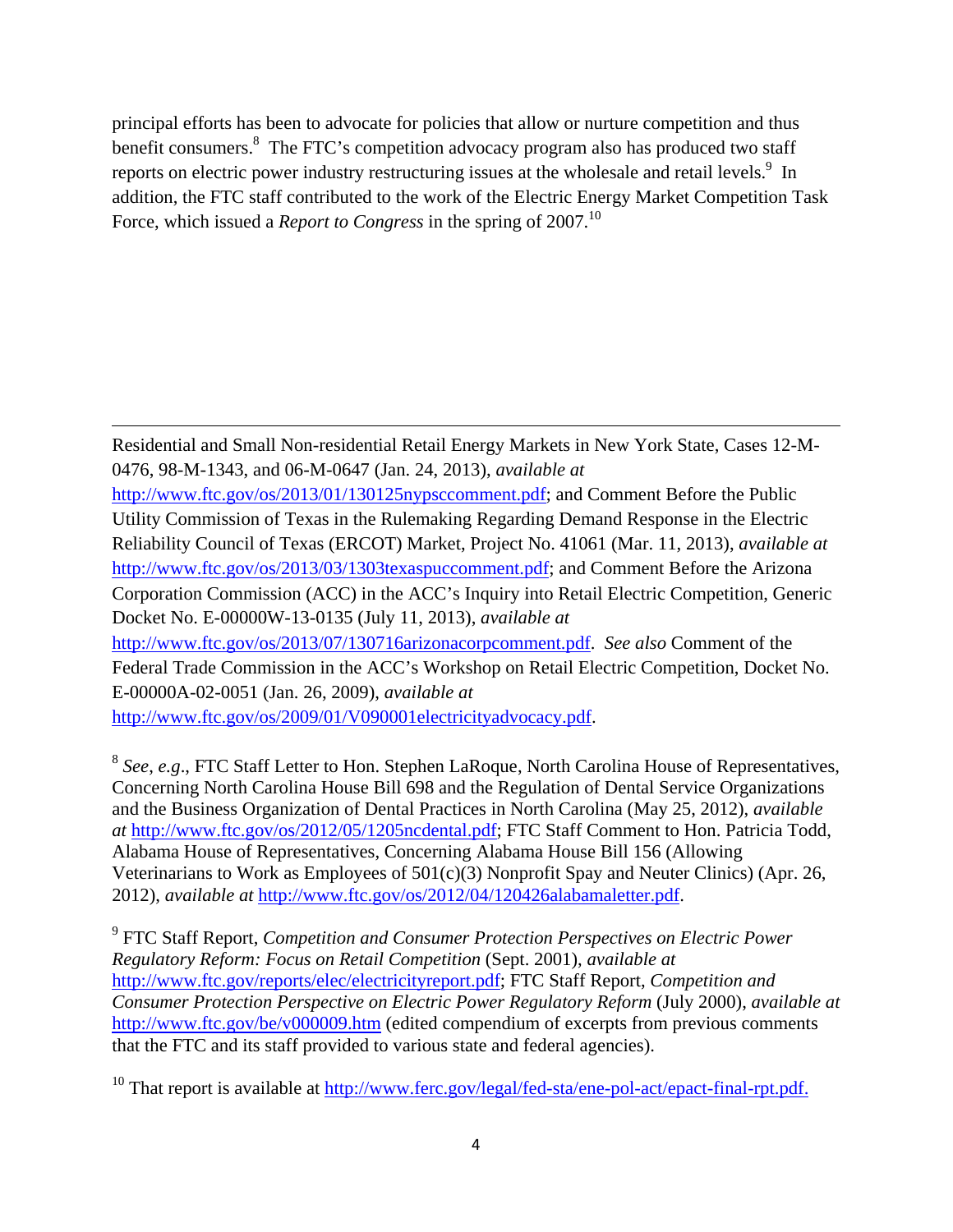principal efforts has been to advocate for policies that allow or nurture competition and thus benefit consumers.[8] The FTC's competition advocacy program also has produced two staff reports on electric power industry restructuring issues at the wholesale and retail levels.[9] In addition, the FTC staff contributed to the work of the Electric Energy Market Competition Task Force, which issued a *Report to Congress* in the spring of 2007.[10]

---

Residential and Small Non-residential Retail Energy Markets in New York State, Cases 12-M-0476, 98-M-1343, and 06-M-0647 (Jan. 24, 2013), *available at* http://www.ftc.gov/os/2013/01/130125nypsccomment.pdf; and Comment Before the Public Utility Commission of Texas in the Rulemaking Regarding Demand Response in the Electric Reliability Council of Texas (ERCOT) Market, Project No. 41061 (Mar. 11, 2013), *available at* http://www.ftc.gov/os/2013/03/1303texaspuccomment.pdf; and Comment Before the Arizona Corporation Commission (ACC) in the ACC's Inquiry into Retail Electric Competition, Generic Docket No. E-00000W-13-0135 (July 11, 2013), *available at* http://www.ftc.gov/os/2013/07/130716arizonacorpcomment.pdf. *See also* Comment of the Federal Trade Commission in the ACC's Workshop on Retail Electric Competition, Docket No. E-00000A-02-0051 (Jan. 26, 2009), *available at* http://www.ftc.gov/os/2009/01/V090001electricityadvocacy.pdf.

[8] *See, e.g*., FTC Staff Letter to Hon. Stephen LaRoque, North Carolina House of Representatives, Concerning North Carolina House Bill 698 and the Regulation of Dental Service Organizations and the Business Organization of Dental Practices in North Carolina (May 25, 2012), *available at* http://www.ftc.gov/os/2012/05/1205ncdental.pdf; FTC Staff Comment to Hon. Patricia Todd, Alabama House of Representatives, Concerning Alabama House Bill 156 (Allowing Veterinarians to Work as Employees of 501(c)(3) Nonprofit Spay and Neuter Clinics) (Apr. 26, 2012), *available at* http://www.ftc.gov/os/2012/04/120426alabamaletter.pdf.

[9] FTC Staff Report, *Competition and Consumer Protection Perspectives on Electric Power Regulatory Reform: Focus on Retail Competition* (Sept. 2001), *available at* http://www.ftc.gov/reports/elec/electricityreport.pdf; FTC Staff Report, *Competition and Consumer Protection Perspective on Electric Power Regulatory Reform* (July 2000), *available at* http://www.ftc.gov/be/v000009.htm (edited compendium of excerpts from previous comments that the FTC and its staff provided to various state and federal agencies).

[10] That report is available at http://www.ferc.gov/legal/fed-sta/ene-pol-act/epact-final-rpt.pdf.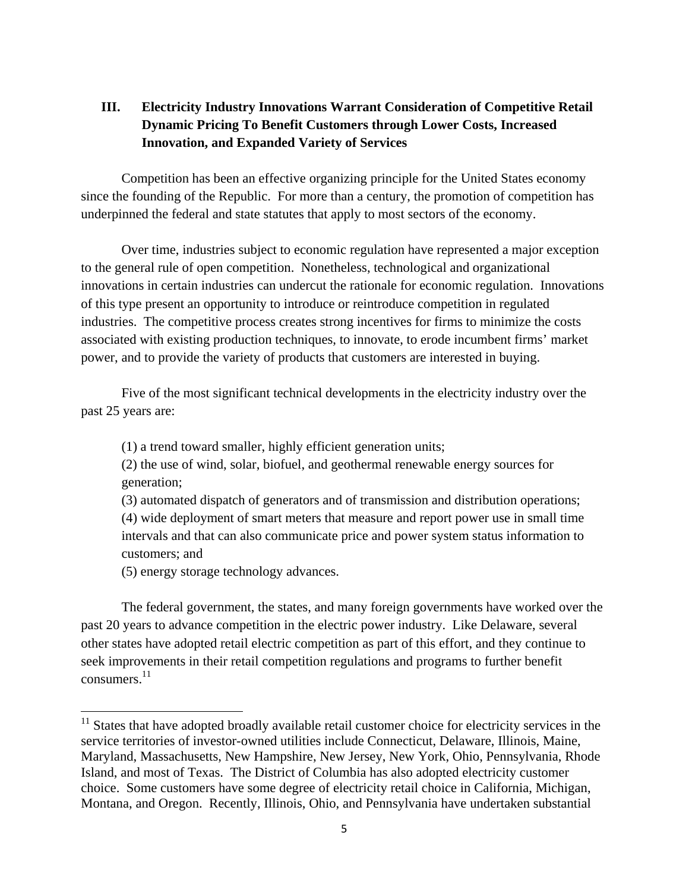## III. Electricity Industry Innovations Warrant Consideration of Competitive Retail Dynamic Pricing To Benefit Customers through Lower Costs, Increased Innovation, and Expanded Variety of Services

Competition has been an effective organizing principle for the United States economy since the founding of the Republic. For more than a century, the promotion of competition has underpinned the federal and state statutes that apply to most sectors of the economy.

Over time, industries subject to economic regulation have represented a major exception to the general rule of open competition. Nonetheless, technological and organizational innovations in certain industries can undercut the rationale for economic regulation. Innovations of this type present an opportunity to introduce or reintroduce competition in regulated industries. The competitive process creates strong incentives for firms to minimize the costs associated with existing production techniques, to innovate, to erode incumbent firms' market power, and to provide the variety of products that customers are interested in buying.

Five of the most significant technical developments in the electricity industry over the past 25 years are:

(1) a trend toward smaller, highly efficient generation units;
(2) the use of wind, solar, biofuel, and geothermal renewable energy sources for generation;
(3) automated dispatch of generators and of transmission and distribution operations;
(4) wide deployment of smart meters that measure and report power use in small time intervals and that can also communicate price and power system status information to customers; and
(5) energy storage technology advances.

The federal government, the states, and many foreign governments have worked over the past 20 years to advance competition in the electric power industry. Like Delaware, several other states have adopted retail electric competition as part of this effort, and they continue to seek improvements in their retail competition regulations and programs to further benefit consumers.[11]

---

[11] States that have adopted broadly available retail customer choice for electricity services in the service territories of investor-owned utilities include Connecticut, Delaware, Illinois, Maine, Maryland, Massachusetts, New Hampshire, New Jersey, New York, Ohio, Pennsylvania, Rhode Island, and most of Texas. The District of Columbia has also adopted electricity customer choice. Some customers have some degree of electricity retail choice in California, Michigan, Montana, and Oregon. Recently, Illinois, Ohio, and Pennsylvania have undertaken substantial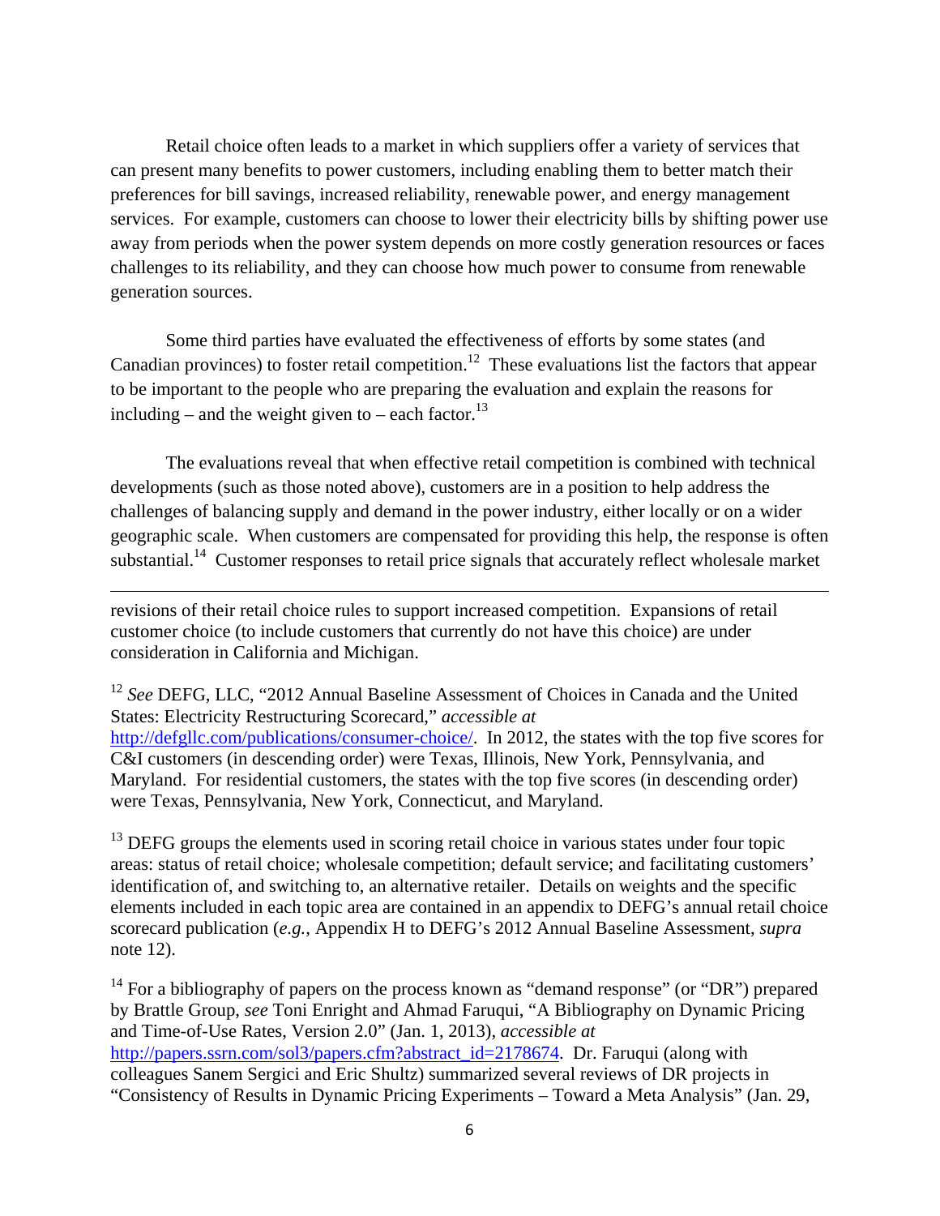Retail choice often leads to a market in which suppliers offer a variety of services that can present many benefits to power customers, including enabling them to better match their preferences for bill savings, increased reliability, renewable power, and energy management services. For example, customers can choose to lower their electricity bills by shifting power use away from periods when the power system depends on more costly generation resources or faces challenges to its reliability, and they can choose how much power to consume from renewable generation sources.

Some third parties have evaluated the effectiveness of efforts by some states (and Canadian provinces) to foster retail competition.[12] These evaluations list the factors that appear to be important to the people who are preparing the evaluation and explain the reasons for including – and the weight given to – each factor.[13]

The evaluations reveal that when effective retail competition is combined with technical developments (such as those noted above), customers are in a position to help address the challenges of balancing supply and demand in the power industry, either locally or on a wider geographic scale. When customers are compensated for providing this help, the response is often substantial.[14] Customer responses to retail price signals that accurately reflect wholesale market

---

revisions of their retail choice rules to support increased competition. Expansions of retail customer choice (to include customers that currently do not have this choice) are under consideration in California and Michigan.

[12] *See* DEFG, LLC, "2012 Annual Baseline Assessment of Choices in Canada and the United States: Electricity Restructuring Scorecard," *accessible at* http://defgllc.com/publications/consumer-choice/. In 2012, the states with the top five scores for C&I customers (in descending order) were Texas, Illinois, New York, Pennsylvania, and Maryland. For residential customers, the states with the top five scores (in descending order) were Texas, Pennsylvania, New York, Connecticut, and Maryland.

[13] DEFG groups the elements used in scoring retail choice in various states under four topic areas: status of retail choice; wholesale competition; default service; and facilitating customers' identification of, and switching to, an alternative retailer. Details on weights and the specific elements included in each topic area are contained in an appendix to DEFG's annual retail choice scorecard publication (*e.g.*, Appendix H to DEFG's 2012 Annual Baseline Assessment, *supra* note 12).

[14] For a bibliography of papers on the process known as "demand response" (or "DR") prepared by Brattle Group, *see* Toni Enright and Ahmad Faruqui, "A Bibliography on Dynamic Pricing and Time-of-Use Rates, Version 2.0" (Jan. 1, 2013), *accessible at* http://papers.ssrn.com/sol3/papers.cfm?abstract_id=2178674. Dr. Faruqui (along with colleagues Sanem Sergici and Eric Shultz) summarized several reviews of DR projects in "Consistency of Results in Dynamic Pricing Experiments – Toward a Meta Analysis" (Jan. 29,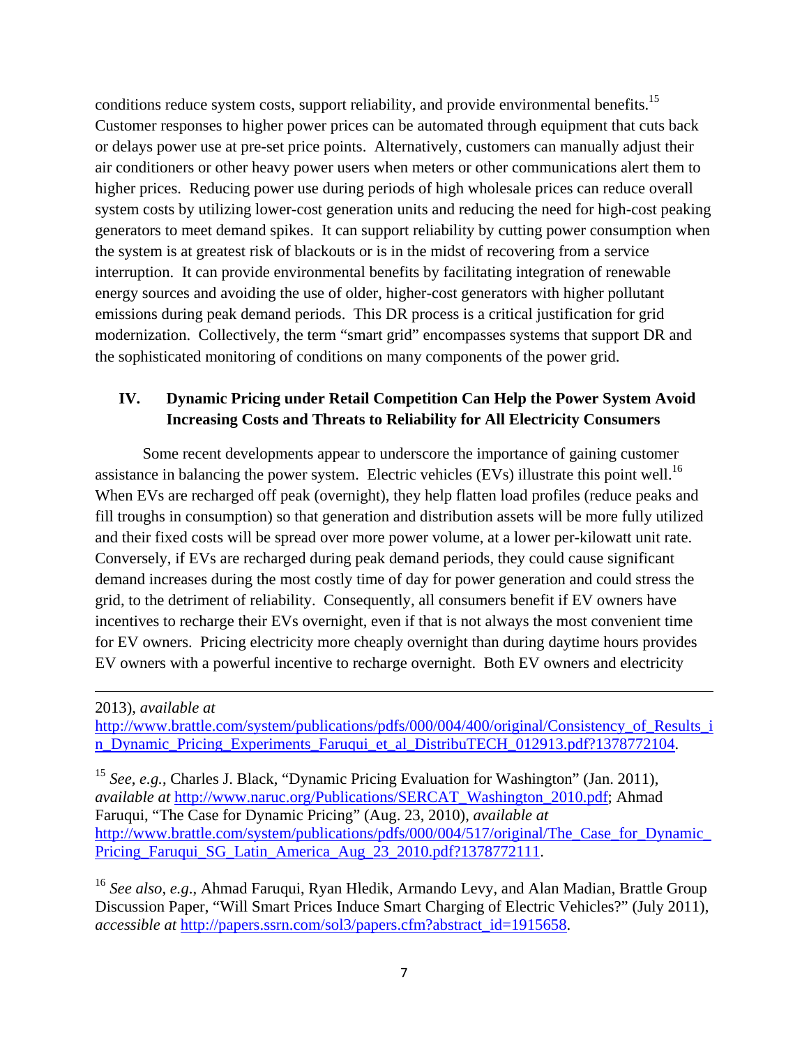conditions reduce system costs, support reliability, and provide environmental benefits.[15] Customer responses to higher power prices can be automated through equipment that cuts back or delays power use at pre-set price points. Alternatively, customers can manually adjust their air conditioners or other heavy power users when meters or other communications alert them to higher prices. Reducing power use during periods of high wholesale prices can reduce overall system costs by utilizing lower-cost generation units and reducing the need for high-cost peaking generators to meet demand spikes. It can support reliability by cutting power consumption when the system is at greatest risk of blackouts or is in the midst of recovering from a service interruption. It can provide environmental benefits by facilitating integration of renewable energy sources and avoiding the use of older, higher-cost generators with higher pollutant emissions during peak demand periods. This DR process is a critical justification for grid modernization. Collectively, the term "smart grid" encompasses systems that support DR and the sophisticated monitoring of conditions on many components of the power grid.

## IV. Dynamic Pricing under Retail Competition Can Help the Power System Avoid Increasing Costs and Threats to Reliability for All Electricity Consumers

Some recent developments appear to underscore the importance of gaining customer assistance in balancing the power system. Electric vehicles (EVs) illustrate this point well.[16] When EVs are recharged off peak (overnight), they help flatten load profiles (reduce peaks and fill troughs in consumption) so that generation and distribution assets will be more fully utilized and their fixed costs will be spread over more power volume, at a lower per-kilowatt unit rate. Conversely, if EVs are recharged during peak demand periods, they could cause significant demand increases during the most costly time of day for power generation and could stress the grid, to the detriment of reliability. Consequently, all consumers benefit if EV owners have incentives to recharge their EVs overnight, even if that is not always the most convenient time for EV owners. Pricing electricity more cheaply overnight than during daytime hours provides EV owners with a powerful incentive to recharge overnight. Both EV owners and electricity

---

2013), *available at* http://www.brattle.com/system/publications/pdfs/000/004/400/original/Consistency_of_Results_in_Dynamic_Pricing_Experiments_Faruqui_et_al_DistribuTECH_012913.pdf?1378772104.

[15] *See*, *e.g.*, Charles J. Black, "Dynamic Pricing Evaluation for Washington" (Jan. 2011), *available at* http://www.naruc.org/Publications/SERCAT_Washington_2010.pdf; Ahmad Faruqui, "The Case for Dynamic Pricing" (Aug. 23, 2010), *available at* http://www.brattle.com/system/publications/pdfs/000/004/517/original/The_Case_for_Dynamic_Pricing_Faruqui_SG_Latin_America_Aug_23_2010.pdf?1378772111.

[16] *See also*, *e.g*., Ahmad Faruqui, Ryan Hledik, Armando Levy, and Alan Madian, Brattle Group Discussion Paper, "Will Smart Prices Induce Smart Charging of Electric Vehicles?" (July 2011), *accessible at* http://papers.ssrn.com/sol3/papers.cfm?abstract_id=1915658.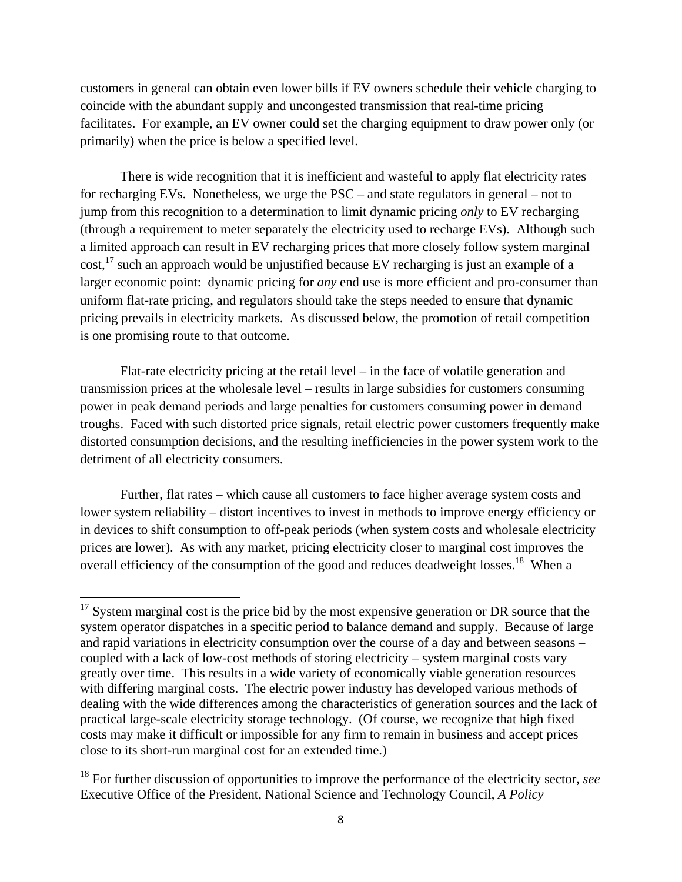customers in general can obtain even lower bills if EV owners schedule their vehicle charging to coincide with the abundant supply and uncongested transmission that real-time pricing facilitates. For example, an EV owner could set the charging equipment to draw power only (or primarily) when the price is below a specified level.

There is wide recognition that it is inefficient and wasteful to apply flat electricity rates for recharging EVs. Nonetheless, we urge the PSC – and state regulators in general – not to jump from this recognition to a determination to limit dynamic pricing *only* to EV recharging (through a requirement to meter separately the electricity used to recharge EVs). Although such a limited approach can result in EV recharging prices that more closely follow system marginal cost,[17] such an approach would be unjustified because EV recharging is just an example of a larger economic point: dynamic pricing for *any* end use is more efficient and pro-consumer than uniform flat-rate pricing, and regulators should take the steps needed to ensure that dynamic pricing prevails in electricity markets. As discussed below, the promotion of retail competition is one promising route to that outcome.

Flat-rate electricity pricing at the retail level – in the face of volatile generation and transmission prices at the wholesale level – results in large subsidies for customers consuming power in peak demand periods and large penalties for customers consuming power in demand troughs. Faced with such distorted price signals, retail electric power customers frequently make distorted consumption decisions, and the resulting inefficiencies in the power system work to the detriment of all electricity consumers.

Further, flat rates – which cause all customers to face higher average system costs and lower system reliability – distort incentives to invest in methods to improve energy efficiency or in devices to shift consumption to off-peak periods (when system costs and wholesale electricity prices are lower). As with any market, pricing electricity closer to marginal cost improves the overall efficiency of the consumption of the good and reduces deadweight losses.[18] When a

---

[17] System marginal cost is the price bid by the most expensive generation or DR source that the system operator dispatches in a specific period to balance demand and supply. Because of large and rapid variations in electricity consumption over the course of a day and between seasons – coupled with a lack of low-cost methods of storing electricity – system marginal costs vary greatly over time. This results in a wide variety of economically viable generation resources with differing marginal costs. The electric power industry has developed various methods of dealing with the wide differences among the characteristics of generation sources and the lack of practical large-scale electricity storage technology. (Of course, we recognize that high fixed costs may make it difficult or impossible for any firm to remain in business and accept prices close to its short-run marginal cost for an extended time.)

[18] For further discussion of opportunities to improve the performance of the electricity sector, *see* Executive Office of the President, National Science and Technology Council, *A Policy*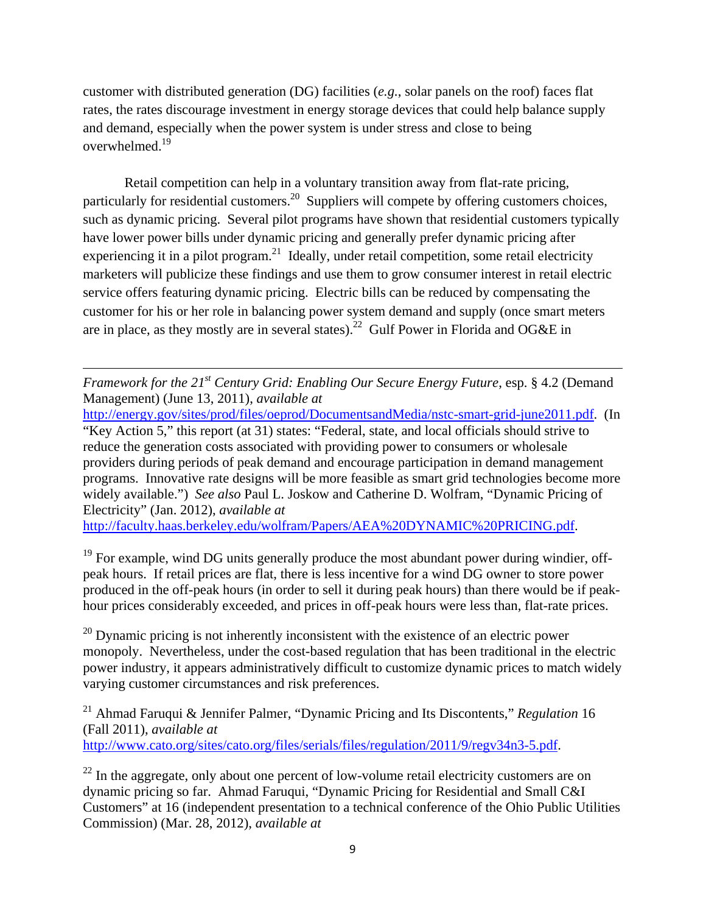customer with distributed generation (DG) facilities (*e.g.*, solar panels on the roof) faces flat rates, the rates discourage investment in energy storage devices that could help balance supply and demand, especially when the power system is under stress and close to being overwhelmed.[19]

Retail competition can help in a voluntary transition away from flat-rate pricing, particularly for residential customers.[20] Suppliers will compete by offering customers choices, such as dynamic pricing. Several pilot programs have shown that residential customers typically have lower power bills under dynamic pricing and generally prefer dynamic pricing after experiencing it in a pilot program.[21] Ideally, under retail competition, some retail electricity marketers will publicize these findings and use them to grow consumer interest in retail electric service offers featuring dynamic pricing. Electric bills can be reduced by compensating the customer for his or her role in balancing power system demand and supply (once smart meters are in place, as they mostly are in several states).[22] Gulf Power in Florida and OG&E in

---

*Framework for the 21st Century Grid: Enabling Our Secure Energy Future*, esp. § 4.2 (Demand Management) (June 13, 2011), *available at* http://energy.gov/sites/prod/files/oeprod/DocumentsandMedia/nstc-smart-grid-june2011.pdf. (In "Key Action 5," this report (at 31) states: "Federal, state, and local officials should strive to reduce the generation costs associated with providing power to consumers or wholesale providers during periods of peak demand and encourage participation in demand management programs. Innovative rate designs will be more feasible as smart grid technologies become more widely available.") *See also* Paul L. Joskow and Catherine D. Wolfram, "Dynamic Pricing of Electricity" (Jan. 2012), *available at* http://faculty.haas.berkeley.edu/wolfram/Papers/AEA%20DYNAMIC%20PRICING.pdf.

[19] For example, wind DG units generally produce the most abundant power during windier, off-peak hours. If retail prices are flat, there is less incentive for a wind DG owner to store power produced in the off-peak hours (in order to sell it during peak hours) than there would be if peak-hour prices considerably exceeded, and prices in off-peak hours were less than, flat-rate prices.

[20] Dynamic pricing is not inherently inconsistent with the existence of an electric power monopoly. Nevertheless, under the cost-based regulation that has been traditional in the electric power industry, it appears administratively difficult to customize dynamic prices to match widely varying customer circumstances and risk preferences.

[21] Ahmad Faruqui & Jennifer Palmer, "Dynamic Pricing and Its Discontents," *Regulation* 16 (Fall 2011), *available at* http://www.cato.org/sites/cato.org/files/serials/files/regulation/2011/9/regv34n3-5.pdf.

[22] In the aggregate, only about one percent of low-volume retail electricity customers are on dynamic pricing so far. Ahmad Faruqui, "Dynamic Pricing for Residential and Small C&I Customers" at 16 (independent presentation to a technical conference of the Ohio Public Utilities Commission) (Mar. 28, 2012), *available at*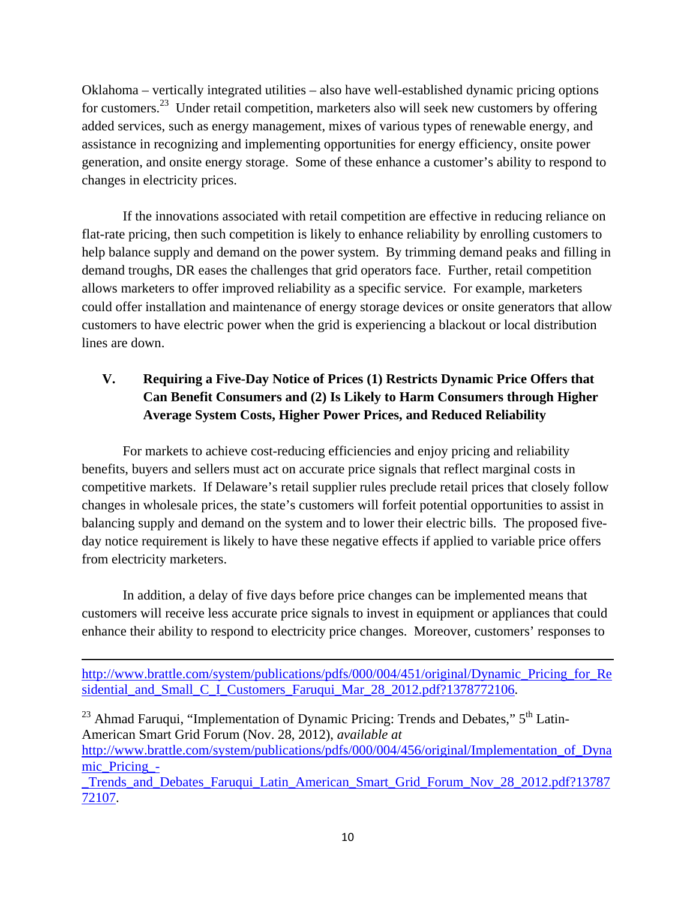Oklahoma – vertically integrated utilities – also have well-established dynamic pricing options for customers.[23] Under retail competition, marketers also will seek new customers by offering added services, such as energy management, mixes of various types of renewable energy, and assistance in recognizing and implementing opportunities for energy efficiency, onsite power generation, and onsite energy storage. Some of these enhance a customer's ability to respond to changes in electricity prices.

If the innovations associated with retail competition are effective in reducing reliance on flat-rate pricing, then such competition is likely to enhance reliability by enrolling customers to help balance supply and demand on the power system. By trimming demand peaks and filling in demand troughs, DR eases the challenges that grid operators face. Further, retail competition allows marketers to offer improved reliability as a specific service. For example, marketers could offer installation and maintenance of energy storage devices or onsite generators that allow customers to have electric power when the grid is experiencing a blackout or local distribution lines are down.

## V. Requiring a Five-Day Notice of Prices (1) Restricts Dynamic Price Offers that Can Benefit Consumers and (2) Is Likely to Harm Consumers through Higher Average System Costs, Higher Power Prices, and Reduced Reliability

For markets to achieve cost-reducing efficiencies and enjoy pricing and reliability benefits, buyers and sellers must act on accurate price signals that reflect marginal costs in competitive markets. If Delaware's retail supplier rules preclude retail prices that closely follow changes in wholesale prices, the state's customers will forfeit potential opportunities to assist in balancing supply and demand on the system and to lower their electric bills. The proposed five-day notice requirement is likely to have these negative effects if applied to variable price offers from electricity marketers.

In addition, a delay of five days before price changes can be implemented means that customers will receive less accurate price signals to invest in equipment or appliances that could enhance their ability to respond to electricity price changes. Moreover, customers' responses to

---

http://www.brattle.com/system/publications/pdfs/000/004/451/original/Dynamic_Pricing_for_Residential_and_Small_C_I_Customers_Faruqui_Mar_28_2012.pdf?1378772106.

[23] Ahmad Faruqui, "Implementation of Dynamic Pricing: Trends and Debates," 5th Latin-American Smart Grid Forum (Nov. 28, 2012), *available at* http://www.brattle.com/system/publications/pdfs/000/004/456/original/Implementation_of_Dynamic_Pricing_-_Trends_and_Debates_Faruqui_Latin_American_Smart_Grid_Forum_Nov_28_2012.pdf?1378772107.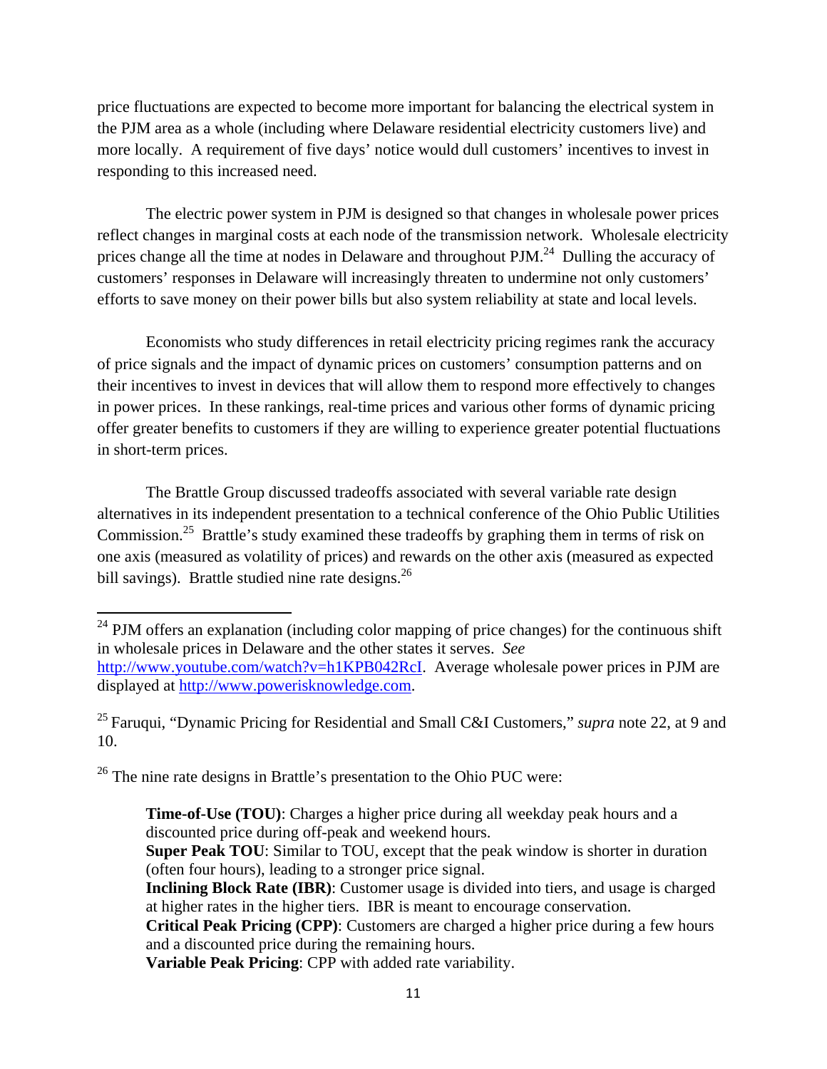price fluctuations are expected to become more important for balancing the electrical system in the PJM area as a whole (including where Delaware residential electricity customers live) and more locally. A requirement of five days' notice would dull customers' incentives to invest in responding to this increased need.

The electric power system in PJM is designed so that changes in wholesale power prices reflect changes in marginal costs at each node of the transmission network. Wholesale electricity prices change all the time at nodes in Delaware and throughout PJM.[24] Dulling the accuracy of customers' responses in Delaware will increasingly threaten to undermine not only customers' efforts to save money on their power bills but also system reliability at state and local levels.

Economists who study differences in retail electricity pricing regimes rank the accuracy of price signals and the impact of dynamic prices on customers' consumption patterns and on their incentives to invest in devices that will allow them to respond more effectively to changes in power prices. In these rankings, real-time prices and various other forms of dynamic pricing offer greater benefits to customers if they are willing to experience greater potential fluctuations in short-term prices.

The Brattle Group discussed tradeoffs associated with several variable rate design alternatives in its independent presentation to a technical conference of the Ohio Public Utilities Commission.[25] Brattle's study examined these tradeoffs by graphing them in terms of risk on one axis (measured as volatility of prices) and rewards on the other axis (measured as expected bill savings). Brattle studied nine rate designs.[26]

---

[24] PJM offers an explanation (including color mapping of price changes) for the continuous shift in wholesale prices in Delaware and the other states it serves. *See* http://www.youtube.com/watch?v=h1KPB042RcI. Average wholesale power prices in PJM are displayed at http://www.powerisknowledge.com.

[25] Faruqui, "Dynamic Pricing for Residential and Small C&I Customers," *supra* note 22, at 9 and 10.

[26] The nine rate designs in Brattle's presentation to the Ohio PUC were:

**Time-of-Use (TOU)**: Charges a higher price during all weekday peak hours and a discounted price during off-peak and weekend hours.
**Super Peak TOU**: Similar to TOU, except that the peak window is shorter in duration (often four hours), leading to a stronger price signal.
**Inclining Block Rate (IBR)**: Customer usage is divided into tiers, and usage is charged at higher rates in the higher tiers. IBR is meant to encourage conservation.
**Critical Peak Pricing (CPP)**: Customers are charged a higher price during a few hours and a discounted price during the remaining hours.
**Variable Peak Pricing**: CPP with added rate variability.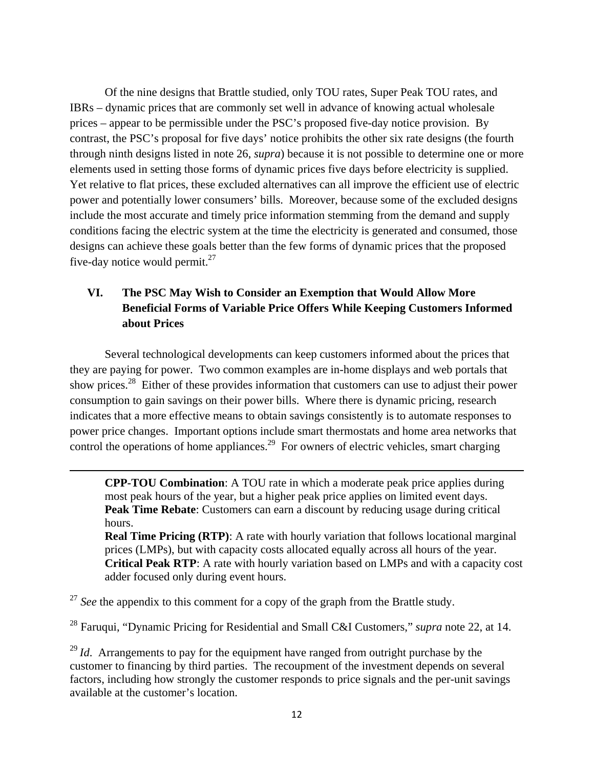Of the nine designs that Brattle studied, only TOU rates, Super Peak TOU rates, and IBRs – dynamic prices that are commonly set well in advance of knowing actual wholesale prices – appear to be permissible under the PSC's proposed five-day notice provision. By contrast, the PSC's proposal for five days' notice prohibits the other six rate designs (the fourth through ninth designs listed in note 26, *supra*) because it is not possible to determine one or more elements used in setting those forms of dynamic prices five days before electricity is supplied. Yet relative to flat prices, these excluded alternatives can all improve the efficient use of electric power and potentially lower consumers' bills. Moreover, because some of the excluded designs include the most accurate and timely price information stemming from the demand and supply conditions facing the electric system at the time the electricity is generated and consumed, those designs can achieve these goals better than the few forms of dynamic prices that the proposed five-day notice would permit.[27]

## VI. The PSC May Wish to Consider an Exemption that Would Allow More Beneficial Forms of Variable Price Offers While Keeping Customers Informed about Prices

Several technological developments can keep customers informed about the prices that they are paying for power. Two common examples are in-home displays and web portals that show prices.[28] Either of these provides information that customers can use to adjust their power consumption to gain savings on their power bills. Where there is dynamic pricing, research indicates that a more effective means to obtain savings consistently is to automate responses to power price changes. Important options include smart thermostats and home area networks that control the operations of home appliances.[29] For owners of electric vehicles, smart charging

---

**CPP-TOU Combination**: A TOU rate in which a moderate peak price applies during most peak hours of the year, but a higher peak price applies on limited event days.
**Peak Time Rebate**: Customers can earn a discount by reducing usage during critical hours.
**Real Time Pricing (RTP)**: A rate with hourly variation that follows locational marginal prices (LMPs), but with capacity costs allocated equally across all hours of the year.
**Critical Peak RTP**: A rate with hourly variation based on LMPs and with a capacity cost adder focused only during event hours.

[27] *See* the appendix to this comment for a copy of the graph from the Brattle study.

[28] Faruqui, "Dynamic Pricing for Residential and Small C&I Customers," *supra* note 22, at 14.

[29] *Id*. Arrangements to pay for the equipment have ranged from outright purchase by the customer to financing by third parties. The recoupment of the investment depends on several factors, including how strongly the customer responds to price signals and the per-unit savings available at the customer's location.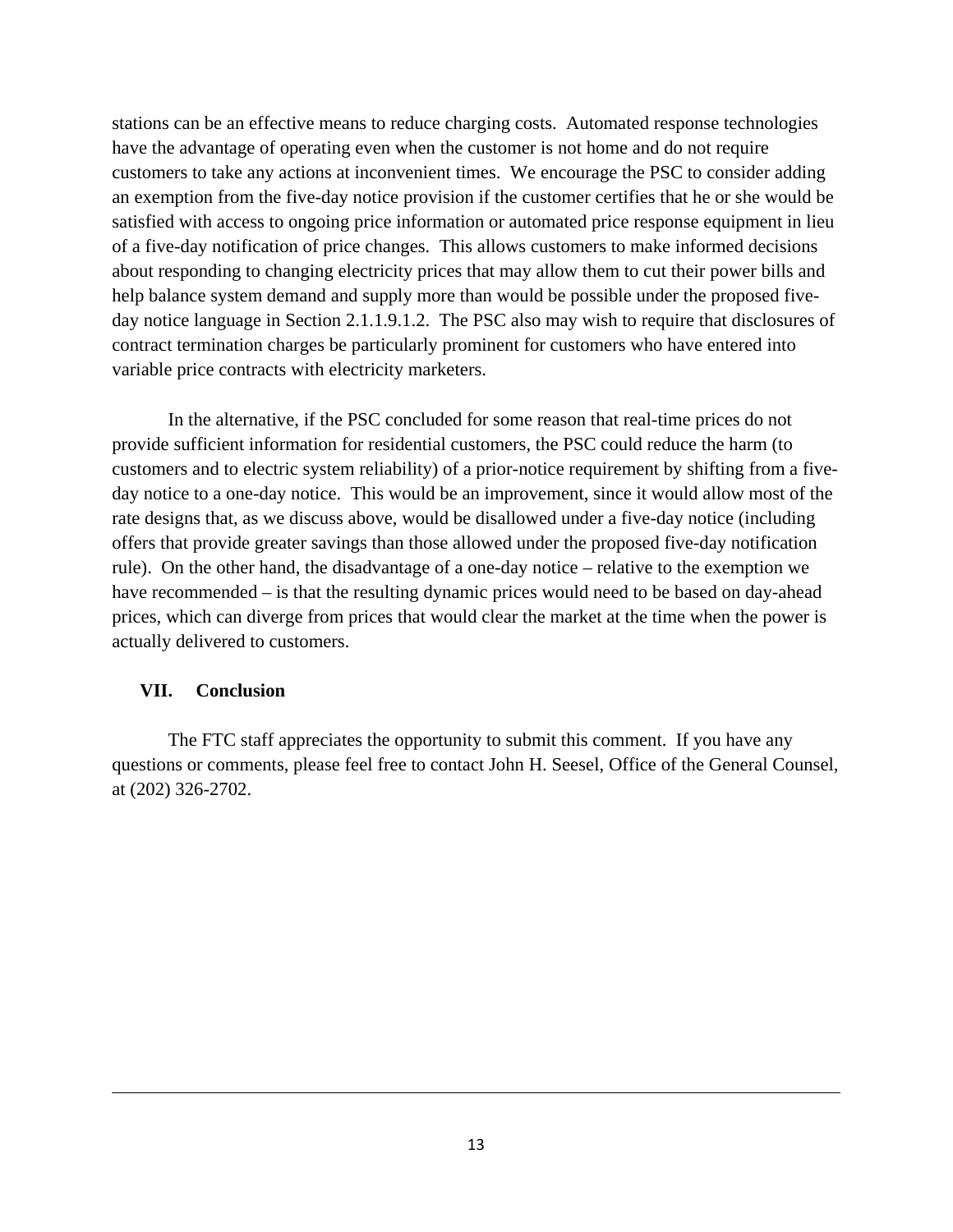stations can be an effective means to reduce charging costs. Automated response technologies have the advantage of operating even when the customer is not home and do not require customers to take any actions at inconvenient times. We encourage the PSC to consider adding an exemption from the five-day notice provision if the customer certifies that he or she would be satisfied with access to ongoing price information or automated price response equipment in lieu of a five-day notification of price changes. This allows customers to make informed decisions about responding to changing electricity prices that may allow them to cut their power bills and help balance system demand and supply more than would be possible under the proposed five-day notice language in Section 2.1.1.9.1.2. The PSC also may wish to require that disclosures of contract termination charges be particularly prominent for customers who have entered into variable price contracts with electricity marketers.

In the alternative, if the PSC concluded for some reason that real-time prices do not provide sufficient information for residential customers, the PSC could reduce the harm (to customers and to electric system reliability) of a prior-notice requirement by shifting from a five-day notice to a one-day notice. This would be an improvement, since it would allow most of the rate designs that, as we discuss above, would be disallowed under a five-day notice (including offers that provide greater savings than those allowed under the proposed five-day notification rule). On the other hand, the disadvantage of a one-day notice – relative to the exemption we have recommended – is that the resulting dynamic prices would need to be based on day-ahead prices, which can diverge from prices that would clear the market at the time when the power is actually delivered to customers.

## VII. Conclusion

The FTC staff appreciates the opportunity to submit this comment. If you have any questions or comments, please feel free to contact John H. Seesel, Office of the General Counsel, at (202) 326-2702.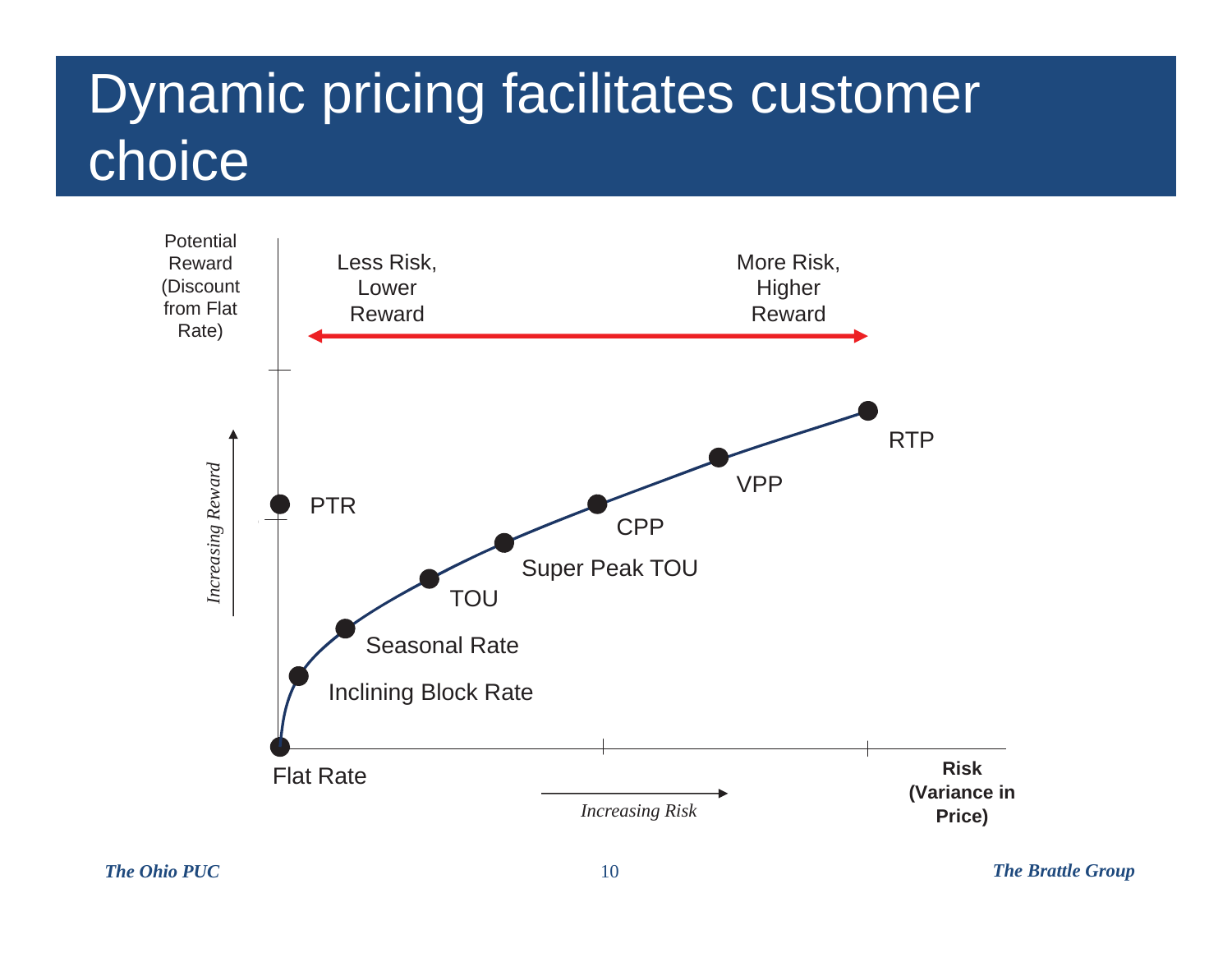# Dynamic pricing facilitates customer choice

Potential Reward (Discount from Flat Rate)

Less Risk, Lower Reward

More Risk, Higher Reward

*Increasing Reward*

RTP

VPP

CPP

PTR

Super Peak TOU

TOU

Seasonal Rate

Inclining Block Rate

Flat Rate

*Increasing Risk*

**Risk (Variance in Price)**